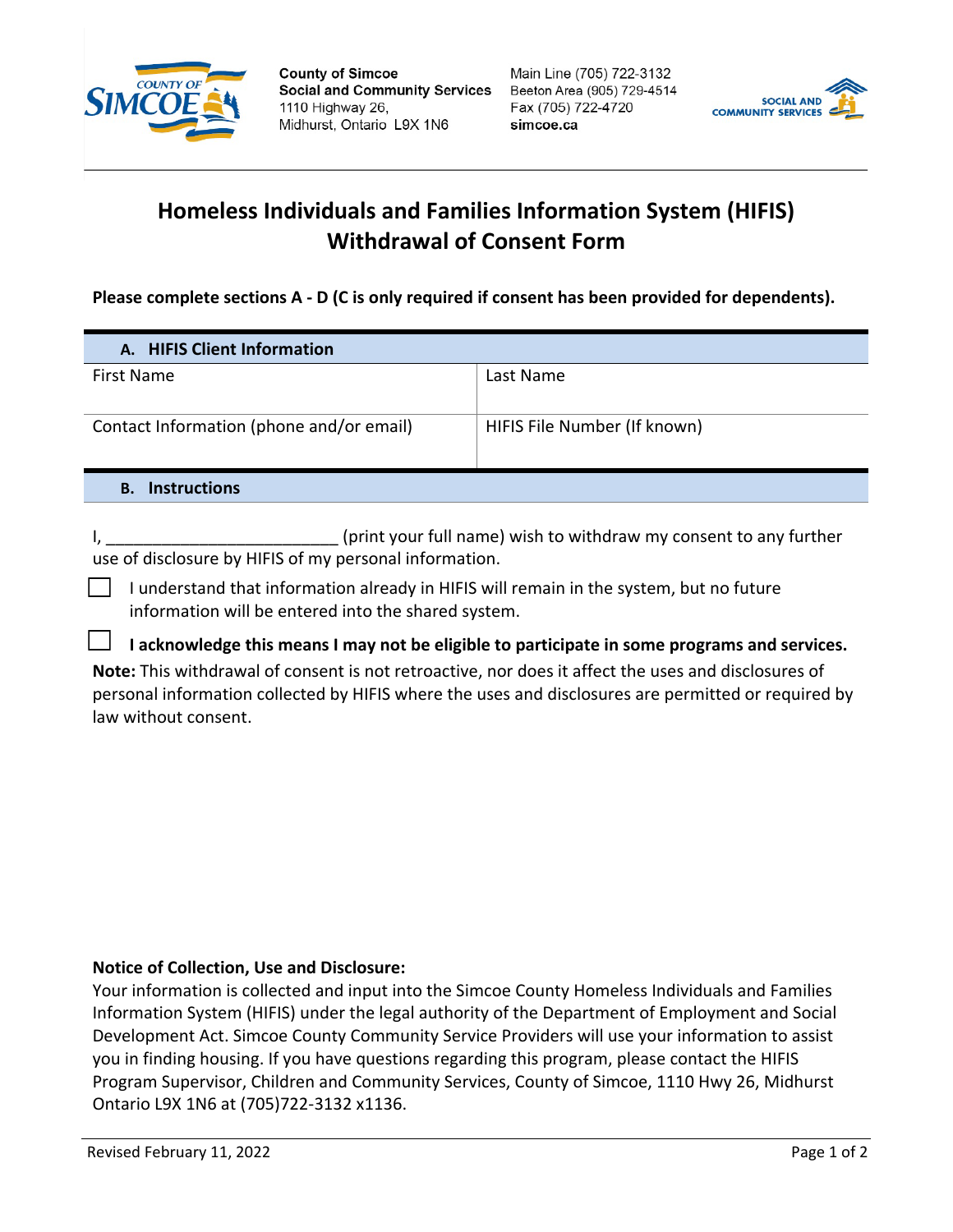County of Simcoe
Social and Community Services
1110 Highway 26,
Midhurst, Ontario L9X 1N6

Main Line (705) 722-3132
Beeton Area (905) 729-4514
Fax (705) 722-4720
simcoe.ca

# Homeless Individuals and Families Information System (HIFIS) Withdrawal of Consent Form

**Please complete sections A - D (C is only required if consent has been provided for dependents).**

## A. HIFIS Client Information

| First Name | Last Name |
|---|---|
| Contact Information (phone and/or email) | HIFIS File Number (If known) |

## B. Instructions

I, _________________________ (print your full name) wish to withdraw my consent to any further use of disclosure by HIFIS of my personal information.

- ☐ I understand that information already in HIFIS will remain in the system, but no future information will be entered into the shared system.
- ☐ **I acknowledge this means I may not be eligible to participate in some programs and services.**

**Note:** This withdrawal of consent is not retroactive, nor does it affect the uses and disclosures of personal information collected by HIFIS where the uses and disclosures are permitted or required by law without consent.

**Notice of Collection, Use and Disclosure:**
Your information is collected and input into the Simcoe County Homeless Individuals and Families Information System (HIFIS) under the legal authority of the Department of Employment and Social Development Act. Simcoe County Community Service Providers will use your information to assist you in finding housing. If you have questions regarding this program, please contact the HIFIS Program Supervisor, Children and Community Services, County of Simcoe, 1110 Hwy 26, Midhurst Ontario L9X 1N6 at (705)722-3132 x1136.

Revised February 11, 2022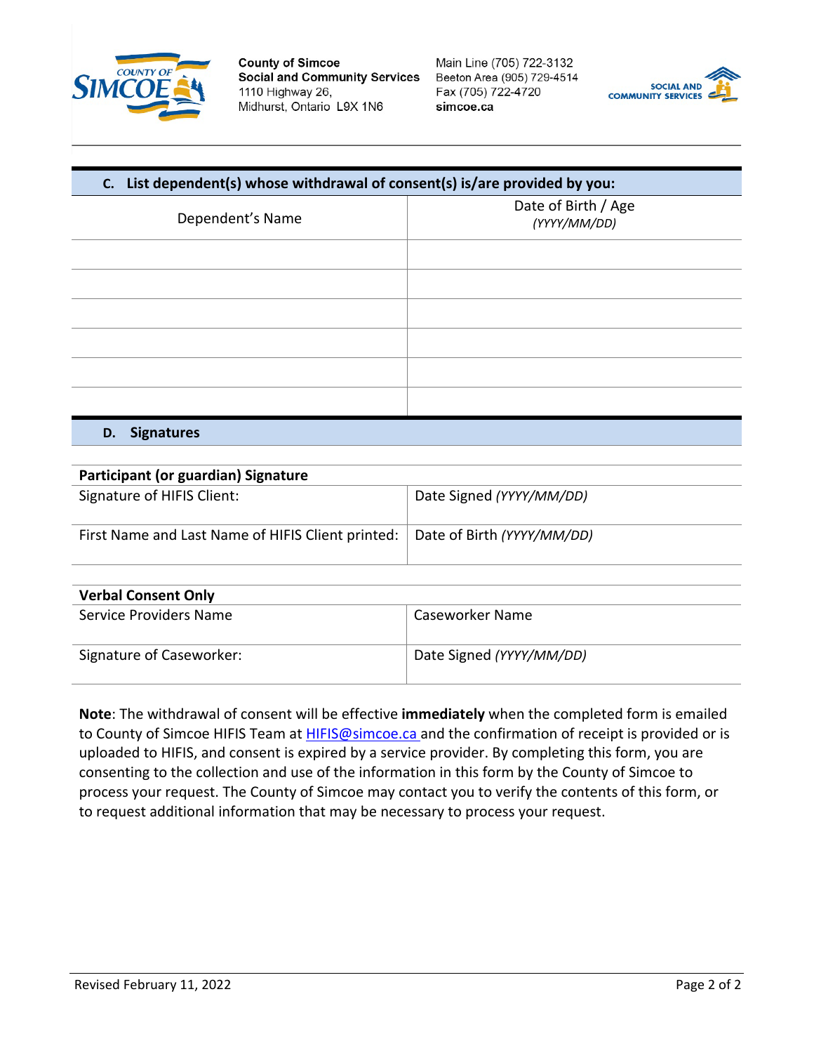County of Simcoe
Social and Community Services
1110 Highway 26,
Midhurst, Ontario L9X 1N6

Main Line (705) 722-3132
Beeton Area (905) 729-4514
Fax (705) 722-4720
simcoe.ca

SOCIAL AND COMMUNITY SERVICES

## C. List dependent(s) whose withdrawal of consent(s) is/are provided by you:

| Dependent's Name | Date of Birth / Age *(YYYY/MM/DD)* |
|---|---|
| | |
| | |
| | |
| | |
| | |
| | |

## D. Signatures

**Participant (or guardian) Signature**

| | |
|---|---|
| Signature of HIFIS Client: | Date Signed *(YYYY/MM/DD)* |
| First Name and Last Name of HIFIS Client printed: | Date of Birth *(YYYY/MM/DD)* |

**Verbal Consent Only**

| | |
|---|---|
| Service Providers Name | Caseworker Name |
| Signature of Caseworker: | Date Signed *(YYYY/MM/DD)* |

**Note**: The withdrawal of consent will be effective **immediately** when the completed form is emailed to County of Simcoe HIFIS Team at HIFIS@simcoe.ca and the confirmation of receipt is provided or is uploaded to HIFIS, and consent is expired by a service provider. By completing this form, you are consenting to the collection and use of the information in this form by the County of Simcoe to process your request. The County of Simcoe may contact you to verify the contents of this form, or to request additional information that may be necessary to process your request.

Revised February 11, 2022